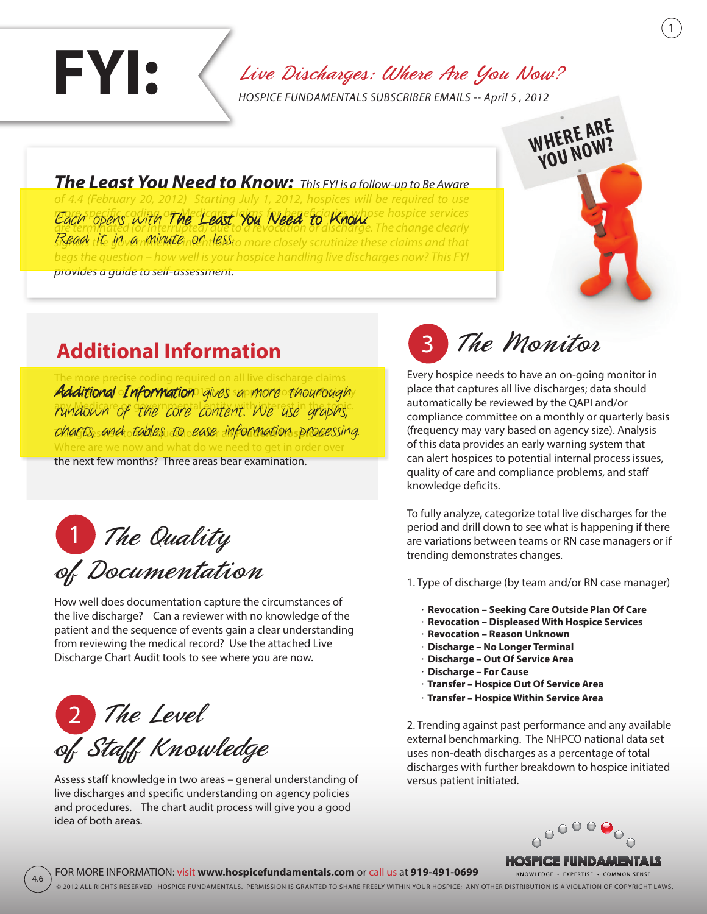# FYI: Live Discharges: Where Are You Now?

*HOSPICE FUNDAMENTALS SUBSCRIBER EMAILS -- April 5 , 2012*

WHERE ARE YOU NOW?

***The Least You Need to Know:*** *This FYI is a follow-up to Be Aware of 4.4 (February 20, 2012) Starting July 1, 2012, hospices will be required to use more specific coding on Medicare claims for beneficiaries whose hospice services are terminated (or interrupted) due to a revocation or discharge. The change clearly signals the government's intent to more closely scrutinize these claims and that begs the question – how well is your hospice handling live discharges now? This FYI provides a guide to self-assessment.*

Each opens with The Least You Need to Know. Read it in a minute or less.

## Additional Information

The more precise coding required on all live discharge claims ... any Medicare or governmental entity with interest in the topic. ... Where are we now and what do we need to get in order over the next few months? Three areas bear examination.

Additional Information gives a more thourough rundown of the core content. We use graphs, charts, and tables to ease information processing.

## 1 The Quality of Documentation

How well does documentation capture the circumstances of the live discharge? Can a reviewer with no knowledge of the patient and the sequence of events gain a clear understanding from reviewing the medical record? Use the attached Live Discharge Chart Audit tools to see where you are now.

## 2 The Level of Staff Knowledge

Assess staff knowledge in two areas – general understanding of live discharges and specific understanding on agency policies and procedures. The chart audit process will give you a good idea of both areas.

## 3 The Monitor

Every hospice needs to have an on-going monitor in place that captures all live discharges; data should automatically be reviewed by the QAPI and/or compliance committee on a monthly or quarterly basis (frequency may vary based on agency size). Analysis of this data provides an early warning system that can alert hospices to potential internal process issues, quality of care and compliance problems, and staff knowledge deficits.

To fully analyze, categorize total live discharges for the period and drill down to see what is happening if there are variations between teams or RN case managers or if trending demonstrates changes.

1. Type of discharge (by team and/or RN case manager)

- **Revocation – Seeking Care Outside Plan Of Care**
- **Revocation – Displeased With Hospice Services**
- **Revocation – Reason Unknown**
- **Discharge – No Longer Terminal**
- **Discharge – Out Of Service Area**
- **Discharge – For Cause**
- **Transfer – Hospice Out Of Service Area**
- **Transfer – Hospice Within Service Area**

2. Trending against past performance and any available external benchmarking. The NHPCO national data set uses non-death discharges as a percentage of total discharges with further breakdown to hospice initiated versus patient initiated.

FOR MORE INFORMATION: visit **www.hospicefundamentals.com** or call us at **919-491-0699**

HOSPICE FUNDAMENTALS — KNOWLEDGE • EXPERTISE • COMMON SENSE

© 2012 ALL RIGHTS RESERVED HOSPICE FUNDAMENTALS. PERMISSION IS GRANTED TO SHARE FREELY WITHIN YOUR HOSPICE; ANY OTHER DISTRIBUTION IS A VIOLATION OF COPYRIGHT LAWS.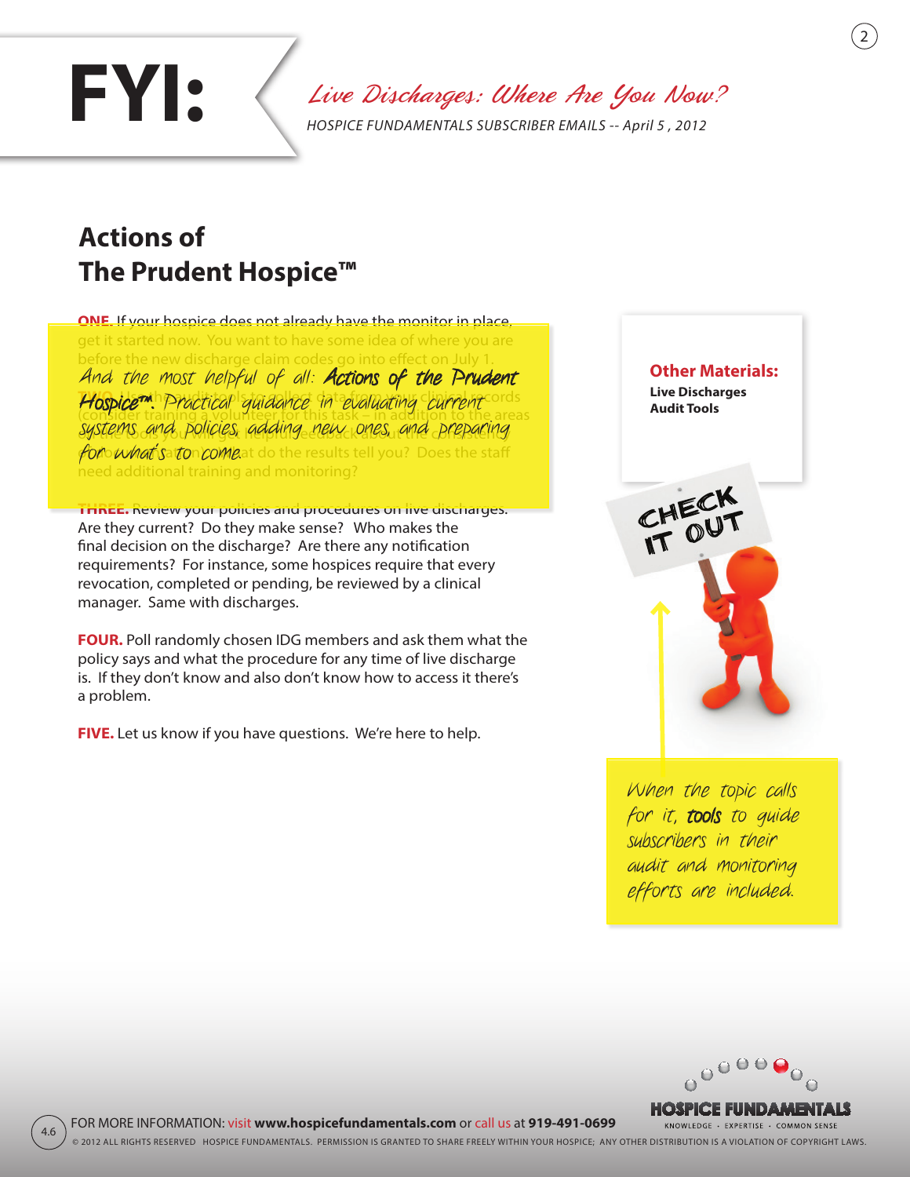# FYI:

*Live Discharges: Where Are You Now?*

*HOSPICE FUNDAMENTALS SUBSCRIBER EMAILS -- April 5 , 2012*

## Actions of The Prudent Hospice™

**ONE.** If your hospice does not already have the monitor in place, get it started now. You want to have some idea of where you are before the new discharge claim codes go into effect on July 1.

*And the most helpful of all: **Actions of the Prudent Hospice™**: Practical guidance in evaluating current systems and policies, adding new ones, and preparing for what's to come.*

**TWO.** Use the audit tools to collect data from your clinical records (consider training a volunteer for this task – in addition to the areas on the tools you will get helpful feedback about the current situation). What do the results tell you? Does the staff need additional training and monitoring?

**THREE.** Review your policies and procedures on live discharges. Are they current? Do they make sense? Who makes the final decision on the discharge? Are there any notification requirements? For instance, some hospices require that every revocation, completed or pending, be reviewed by a clinical manager. Same with discharges.

**FOUR.** Poll randomly chosen IDG members and ask them what the policy says and what the procedure for any time of live discharge is. If they don't know and also don't know how to access it there's a problem.

**FIVE.** Let us know if you have questions. We're here to help.

**Other Materials:**

**Live Discharges Audit Tools**

CHECK IT OUT

*When the topic calls for it, **tools** to guide subscribers in their audit and monitoring efforts are included.*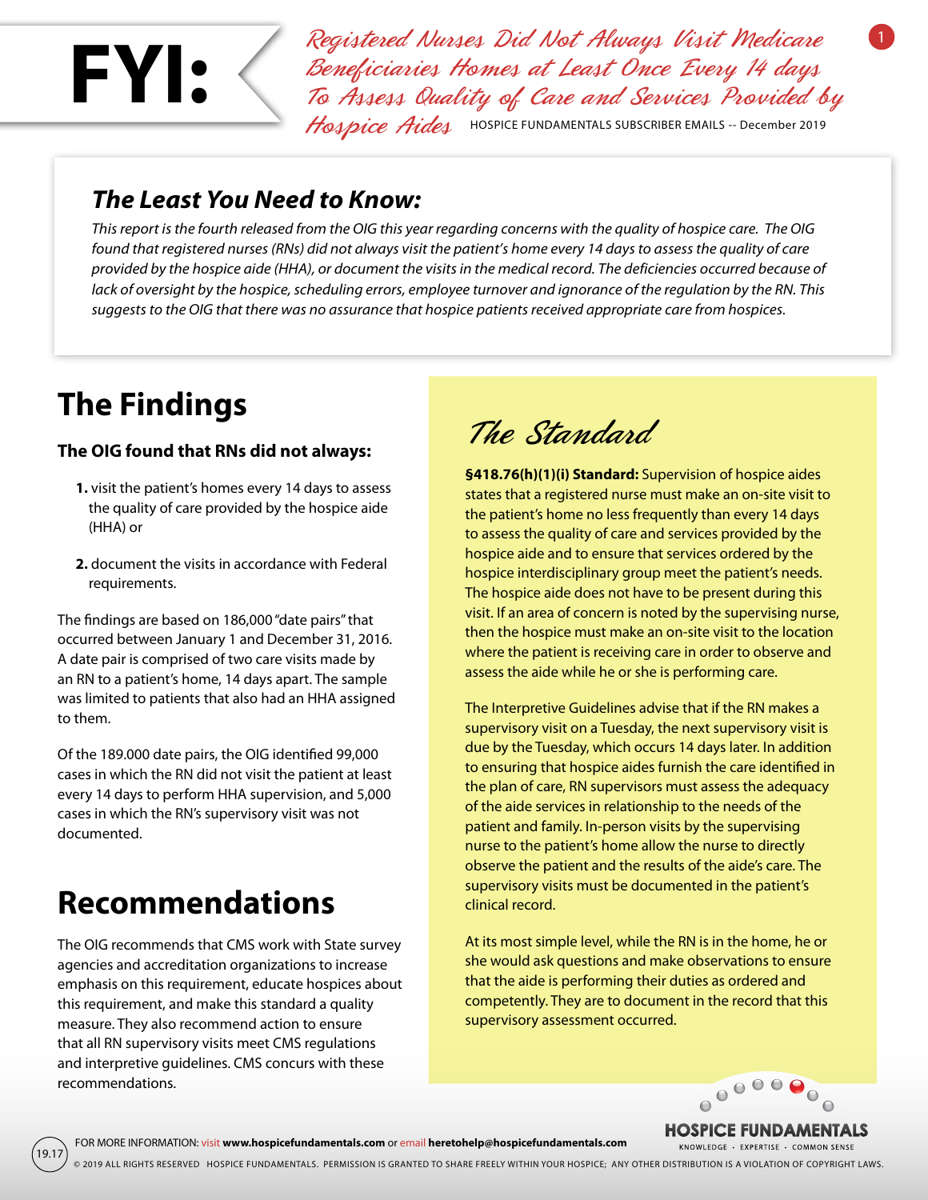# FYI: Registered Nurses Did Not Always Visit Medicare Beneficiaries Homes at Least Once Every 14 days To Assess Quality of Care and Services Provided by Hospice Aides

HOSPICE FUNDAMENTALS SUBSCRIBER EMAILS -- December 2019

## *The Least You Need to Know:*

*This report is the fourth released from the OIG this year regarding concerns with the quality of hospice care. The OIG found that registered nurses (RNs) did not always visit the patient's home every 14 days to assess the quality of care provided by the hospice aide (HHA), or document the visits in the medical record. The deficiencies occurred because of lack of oversight by the hospice, scheduling errors, employee turnover and ignorance of the regulation by the RN. This suggests to the OIG that there was no assurance that hospice patients received appropriate care from hospices.*

## The Findings

### The OIG found that RNs did not always:

1. visit the patient's homes every 14 days to assess the quality of care provided by the hospice aide (HHA) or
2. document the visits in accordance with Federal requirements.

The findings are based on 186,000 "date pairs" that occurred between January 1 and December 31, 2016. A date pair is comprised of two care visits made by an RN to a patient's home, 14 days apart. The sample was limited to patients that also had an HHA assigned to them.

Of the 189.000 date pairs, the OIG identified 99,000 cases in which the RN did not visit the patient at least every 14 days to perform HHA supervision, and 5,000 cases in which the RN's supervisory visit was not documented.

## Recommendations

The OIG recommends that CMS work with State survey agencies and accreditation organizations to increase emphasis on this requirement, educate hospices about this requirement, and make this standard a quality measure. They also recommend action to ensure that all RN supervisory visits meet CMS regulations and interpretive guidelines. CMS concurs with these recommendations.

## *The Standard*

**§418.76(h)(1)(i) Standard:** Supervision of hospice aides states that a registered nurse must make an on-site visit to the patient's home no less frequently than every 14 days to assess the quality of care and services provided by the hospice aide and to ensure that services ordered by the hospice interdisciplinary group meet the patient's needs. The hospice aide does not have to be present during this visit. If an area of concern is noted by the supervising nurse, then the hospice must make an on-site visit to the location where the patient is receiving care in order to observe and assess the aide while he or she is performing care.

The Interpretive Guidelines advise that if the RN makes a supervisory visit on a Tuesday, the next supervisory visit is due by the Tuesday, which occurs 14 days later. In addition to ensuring that hospice aides furnish the care identified in the plan of care, RN supervisors must assess the adequacy of the aide services in relationship to the needs of the patient and family. In-person visits by the supervising nurse to the patient's home allow the nurse to directly observe the patient and the results of the aide's care. The supervisory visits must be documented in the patient's clinical record.

At its most simple level, while the RN is in the home, he or she would ask questions and make observations to ensure that the aide is performing their duties as ordered and competently. They are to document in the record that this supervisory assessment occurred.

HOSPICE FUNDAMENTALS
KNOWLEDGE · EXPERTISE · COMMON SENSE

19.17

FOR MORE INFORMATION: visit **www.hospicefundamentals.com** or email **heretohelp@hospicefundamentals.com**

© 2019 ALL RIGHTS RESERVED HOSPICE FUNDAMENTALS. PERMISSION IS GRANTED TO SHARE FREELY WITHIN YOUR HOSPICE; ANY OTHER DISTRIBUTION IS A VIOLATION OF COPYRIGHT LAWS.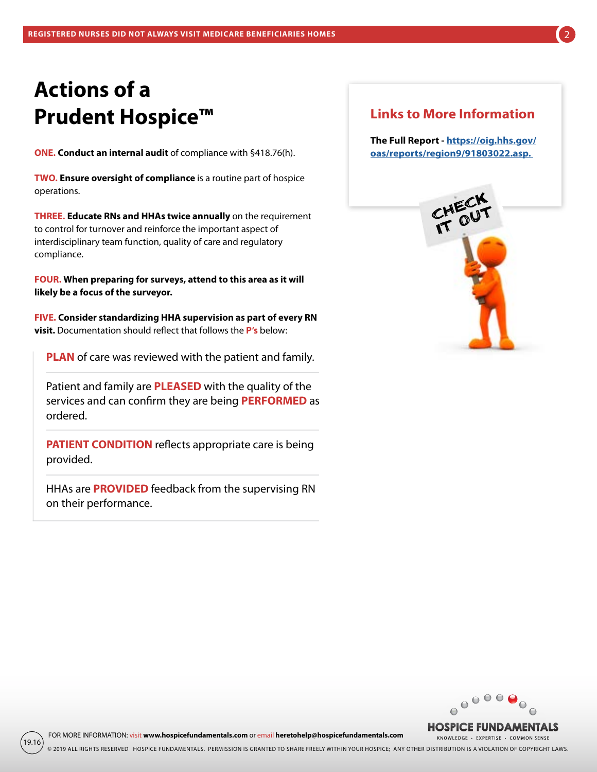# Actions of a Prudent Hospice™

**ONE. Conduct an internal audit** of compliance with §418.76(h).

**TWO. Ensure oversight of compliance** is a routine part of hospice operations.

**THREE. Educate RNs and HHAs twice annually** on the requirement to control for turnover and reinforce the important aspect of interdisciplinary team function, quality of care and regulatory compliance.

**FOUR. When preparing for surveys, attend to this area as it will likely be a focus of the surveyor.**

**FIVE. Consider standardizing HHA supervision as part of every RN visit.** Documentation should reflect that follows the **P's** below:

> **PLAN** of care was reviewed with the patient and family.
>
> Patient and family are **PLEASED** with the quality of the services and can confirm they are being **PERFORMED** as ordered.
>
> **PATIENT CONDITION** reflects appropriate care is being provided.
>
> HHAs are **PROVIDED** feedback from the supervising RN on their performance.

## Links to More Information

**The Full Report -** https://oig.hhs.gov/oas/reports/region9/91803022.asp.

FOR MORE INFORMATION: visit **www.hospicefundamentals.com** or email **heretohelp@hospicefundamentals.com**

© 2019 ALL RIGHTS RESERVED HOSPICE FUNDAMENTALS. PERMISSION IS GRANTED TO SHARE FREELY WITHIN YOUR HOSPICE; ANY OTHER DISTRIBUTION IS A VIOLATION OF COPYRIGHT LAWS.